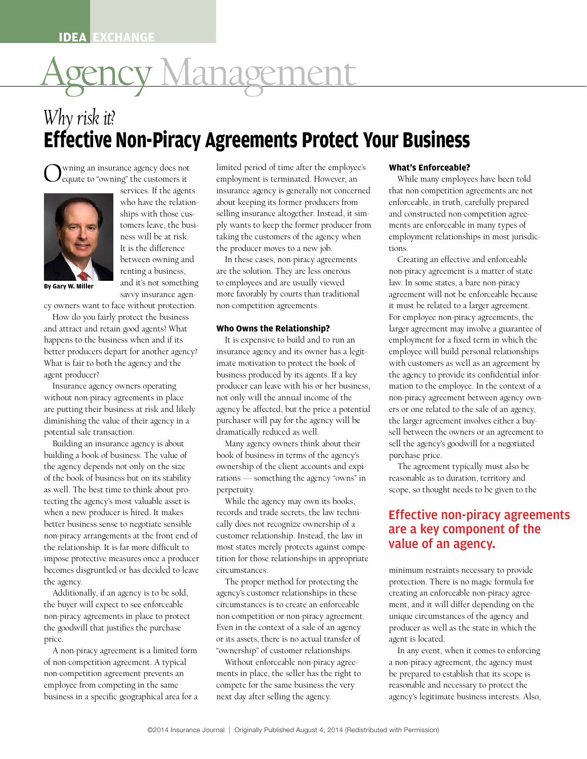IDEA EXCHANGE

# Agency Management

## *Why risk it?*
## Effective Non-Piracy Agreements Protect Your Business

By Gary W. Miller

Owning an insurance agency does not equate to "owning" the customers it services. If the agents who have the relationships with those customers leave, the business will be at risk. It is the difference between owning and renting a business, and it's not something savvy insurance agency owners want to face without protection.

How do you fairly protect the business and attract and retain good agents? What happens to the business when and if its better producers depart for another agency? What is fair to both the agency and the agent producer?

Insurance agency owners operating without non-piracy agreements in place are putting their business at risk and likely diminishing the value of their agency in a potential sale transaction.

Building an insurance agency is about building a book of business. The value of the agency depends not only on the size of the book of business but on its stability as well. The best time to think about protecting the agency's most valuable asset is when a new producer is hired. It makes better business sense to negotiate sensible non-piracy arrangements at the front end of the relationship. It is far more difficult to impose protective measures once a producer becomes disgruntled or has decided to leave the agency.

Additionally, if an agency is to be sold, the buyer will expect to see enforceable non-piracy agreements in place to protect the goodwill that justifies the purchase price.

A non-piracy agreement is a limited form of non-competition agreement. A typical non-competition agreement prevents an employee from competing in the same business in a specific geographical area for a limited period of time after the employee's employment is terminated. However, an insurance agency is generally not concerned about keeping its former producers from selling insurance altogether. Instead, it simply wants to keep the former producer from taking the customers of the agency when the producer moves to a new job.

In these cases, non-piracy agreements are the solution. They are less onerous to employees and are usually viewed more favorably by courts than traditional non-competition agreements.

### Who Owns the Relationship?

It is expensive to build and to run an insurance agency and its owner has a legitimate motivation to protect the book of business produced by its agents. If a key producer can leave with his or her business, not only will the annual income of the agency be affected, but the price a potential purchaser will pay for the agency will be dramatically reduced as well.

Many agency owners think about their book of business in terms of the agency's ownership of the client accounts and expirations — something the agency "owns" in perpetuity.

While the agency may own its books, records and trade secrets, the law technically does not recognize ownership of a customer relationship. Instead, the law in most states merely protects against competition for those relationships in appropriate circumstances.

The proper method for protecting the agency's customer relationships in these circumstances is to create an enforceable non-competition or non-piracy agreement. Even in the context of a sale of an agency or its assets, there is no actual transfer of "ownership" of customer relationships.

Without enforceable non-piracy agreements in place, the seller has the right to compete for the same business the very next day after selling the agency.

### What's Enforceable?

While many employees have been told that non-competition agreements are not enforceable, in truth, carefully prepared and constructed non-competition agreements are enforceable in many types of employment relationships in most jurisdictions.

Creating an effective and enforceable non-piracy agreement is a matter of state law. In some states, a bare non-piracy agreement will not be enforceable because it must be related to a larger agreement. For employee non-piracy agreements, the larger agreement may involve a guarantee of employment for a fixed term in which the employee will build personal relationships with customers as well as an agreement by the agency to provide its confidential information to the employee. In the context of a non-piracy agreement between agency owners or one related to the sale of an agency, the larger agreement involves either a buy-sell between the owners or an agreement to sell the agency's goodwill for a negotiated purchase price.

The agreement typically must also be reasonable as to duration, territory and scope, so thought needs to be given to the minimum restraints necessary to provide protection. There is no magic formula for creating an enforceable non-piracy agreement, and it will differ depending on the unique circumstances of the agency and producer as well as the state in which the agent is located.

**Effective non-piracy agreements are a key component of the value of an agency.**

In any event, when it comes to enforcing a non-piracy agreement, the agency must be prepared to establish that its scope is reasonable and necessary to protect the agency's legitimate business interests. Also,

©2014 Insurance Journal | Originally Published August 4, 2014 (Redistributed with Permission)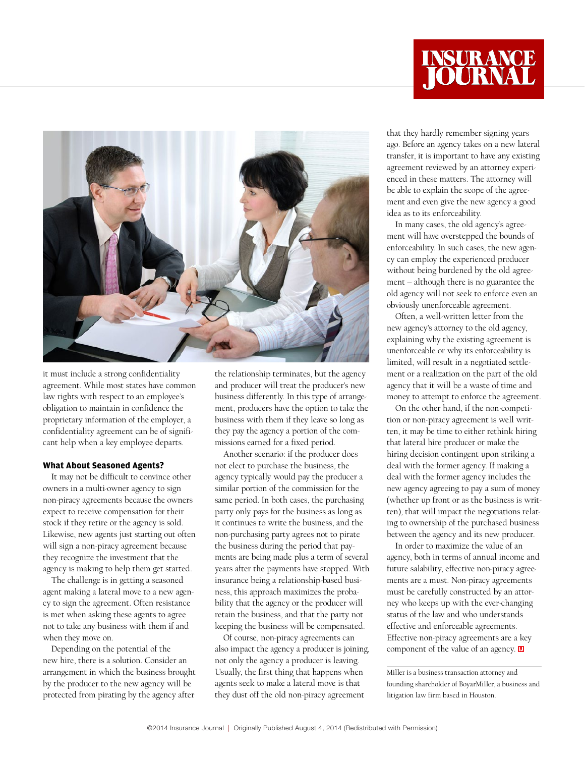it must include a strong confidentiality agreement. While most states have common law rights with respect to an employee's obligation to maintain in confidence the proprietary information of the employer, a confidentiality agreement can be of significant help when a key employee departs.

### What About Seasoned Agents?

It may not be difficult to convince other owners in a multi-owner agency to sign non-piracy agreements because the owners expect to receive compensation for their stock if they retire or the agency is sold. Likewise, new agents just starting out often will sign a non-piracy agreement because they recognize the investment that the agency is making to help them get started.

The challenge is in getting a seasoned agent making a lateral move to a new agency to sign the agreement. Often resistance is met when asking these agents to agree not to take any business with them if and when they move on.

Depending on the potential of the new hire, there is a solution. Consider an arrangement in which the business brought by the producer to the new agency will be protected from pirating by the agency after the relationship terminates, but the agency and producer will treat the producer's new business differently. In this type of arrangement, producers have the option to take the business with them if they leave so long as they pay the agency a portion of the commissions earned for a fixed period.

Another scenario: if the producer does not elect to purchase the business, the agency typically would pay the producer a similar portion of the commission for the same period. In both cases, the purchasing party only pays for the business as long as it continues to write the business, and the non-purchasing party agrees not to pirate the business during the period that payments are being made plus a term of several years after the payments have stopped. With insurance being a relationship-based business, this approach maximizes the probability that the agency or the producer will retain the business, and that the party not keeping the business will be compensated.

Of course, non-piracy agreements can also impact the agency a producer is joining, not only the agency a producer is leaving. Usually, the first thing that happens when agents seek to make a lateral move is that they dust off the old non-piracy agreement that they hardly remember signing years ago. Before an agency takes on a new lateral transfer, it is important to have any existing agreement reviewed by an attorney experienced in these matters. The attorney will be able to explain the scope of the agreement and even give the new agency a good idea as to its enforceability.

In many cases, the old agency's agreement will have overstepped the bounds of enforceability. In such cases, the new agency can employ the experienced producer without being burdened by the old agreement – although there is no guarantee the old agency will not seek to enforce even an obviously unenforceable agreement.

Often, a well-written letter from the new agency's attorney to the old agency, explaining why the existing agreement is unenforceable or why its enforceability is limited, will result in a negotiated settlement or a realization on the part of the old agency that it will be a waste of time and money to attempt to enforce the agreement.

On the other hand, if the non-competition or non-piracy agreement is well written, it may be time to either rethink hiring that lateral hire producer or make the hiring decision contingent upon striking a deal with the former agency. If making a deal with the former agency includes the new agency agreeing to pay a sum of money (whether up front or as the business is written), that will impact the negotiations relating to ownership of the purchased business between the agency and its new producer.

In order to maximize the value of an agency, both in terms of annual income and future salability, effective non-piracy agreements are a must. Non-piracy agreements must be carefully constructed by an attorney who keeps up with the ever-changing status of the law and who understands effective and enforceable agreements. Effective non-piracy agreements are a key component of the value of an agency.

Miller is a business transaction attorney and founding shareholder of BoyarMiller, a business and litigation law firm based in Houston.

©2014 Insurance Journal | Originally Published August 4, 2014 (Redistributed with Permission)